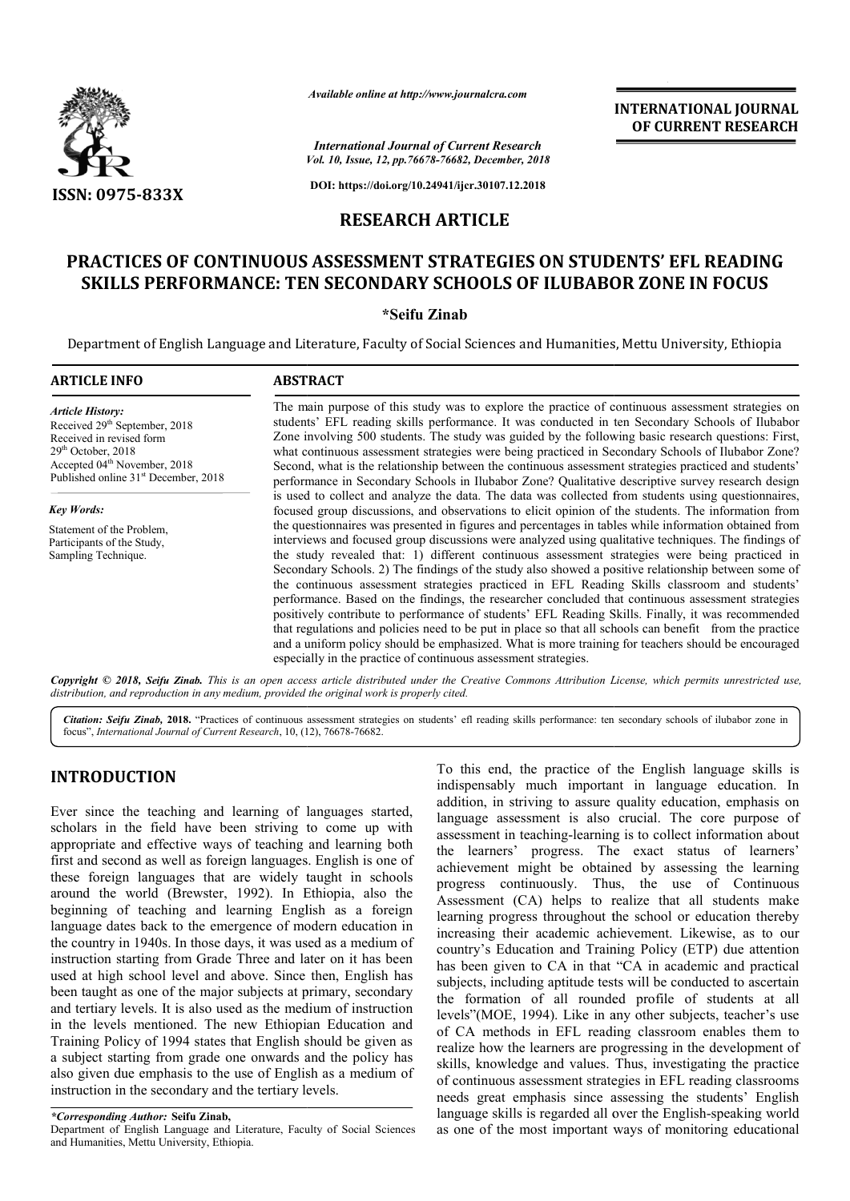*Available online at http://www.journalcra.com*

*International Journal of Current Research*
*Vol. 10, Issue, 12, pp.76678-76682, December, 2018*

**DOI: https://doi.org/10.24941/ijcr.30107.12.2018**

**INTERNATIONAL JOURNAL OF CURRENT RESEARCH**

**ISSN: 0975-833X**

## RESEARCH ARTICLE

# PRACTICES OF CONTINUOUS ASSESSMENT STRATEGIES ON STUDENTS' EFL READING SKILLS PERFORMANCE: TEN SECONDARY SCHOOLS OF ILUBABOR ZONE IN FOCUS

**\*Seifu Zinab**

Department of English Language and Literature, Faculty of Social Sciences and Humanities, Mettu University, Ethiopia

### ARTICLE INFO

*Article History:*
Received 29th September, 2018
Received in revised form
29th October, 2018
Accepted 04th November, 2018
Published online 31st December, 2018

*Key Words:*
Statement of the Problem,
Participants of the Study,
Sampling Technique.

### ABSTRACT

The main purpose of this study was to explore the practice of continuous assessment strategies on students' EFL reading skills performance. It was conducted in ten Secondary Schools of Ilubabor Zone involving 500 students. The study was guided by the following basic research questions: First, what continuous assessment strategies were being practiced in Secondary Schools of Ilubabor Zone? Second, what is the relationship between the continuous assessment strategies practiced and students' performance in Secondary Schools in Ilubabor Zone? Qualitative descriptive survey research design is used to collect and analyze the data. The data was collected from students using questionnaires, focused group discussions, and observations to elicit opinion of the students. The information from the questionnaires was presented in figures and percentages in tables while information obtained from interviews and focused group discussions were analyzed using qualitative techniques. The findings of the study revealed that: 1) different continuous assessment strategies were being practiced in Secondary Schools. 2) The findings of the study also showed a positive relationship between some of the continuous assessment strategies practiced in EFL Reading Skills classroom and students' performance. Based on the findings, the researcher concluded that continuous assessment strategies positively contribute to performance of students' EFL Reading Skills. Finally, it was recommended that regulations and policies need to be put in place so that all schools can benefit from the practice and a uniform policy should be emphasized. What is more training for teachers should be encouraged especially in the practice of continuous assessment strategies.

*Copyright © 2018, Seifu Zinab. This is an open access article distributed under the Creative Commons Attribution License, which permits unrestricted use, distribution, and reproduction in any medium, provided the original work is properly cited.*

***Citation: Seifu Zinab,* 2018.** "Practices of continuous assessment strategies on students' efl reading skills performance: ten secondary schools of ilubabor zone in focus", *International Journal of Current Research*, 10, (12), 76678-76682.

## INTRODUCTION

Ever since the teaching and learning of languages started, scholars in the field have been striving to come up with appropriate and effective ways of teaching and learning both first and second as well as foreign languages. English is one of these foreign languages that are widely taught in schools around the world (Brewster, 1992). In Ethiopia, also the beginning of teaching and learning English as a foreign language dates back to the emergence of modern education in the country in 1940s. In those days, it was used as a medium of instruction starting from Grade Three and later on it has been used at high school level and above. Since then, English has been taught as one of the major subjects at primary, secondary and tertiary levels. It is also used as the medium of instruction in the levels mentioned. The new Ethiopian Education and Training Policy of 1994 states that English should be given as a subject starting from grade one onwards and the policy has also given due emphasis to the use of English as a medium of instruction in the secondary and the tertiary levels.

To this end, the practice of the English language skills is indispensably much important in language education. In addition, in striving to assure quality education, emphasis on language assessment is also crucial. The core purpose of assessment in teaching-learning is to collect information about the learners' progress. The exact status of learners' achievement might be obtained by assessing the learning progress continuously. Thus, the use of Continuous Assessment (CA) helps to realize that all students make learning progress throughout the school or education thereby increasing their academic achievement. Likewise, as to our country's Education and Training Policy (ETP) due attention has been given to CA in that "CA in academic and practical subjects, including aptitude tests will be conducted to ascertain the formation of all rounded profile of students at all levels"(MOE, 1994). Like in any other subjects, teacher's use of CA methods in EFL reading classroom enables them to realize how the learners are progressing in the development of skills, knowledge and values. Thus, investigating the practice of continuous assessment strategies in EFL reading classrooms needs great emphasis since assessing the students' English language skills is regarded all over the English-speaking world as one of the most important ways of monitoring educational

*\*Corresponding Author:* **Seifu Zinab,**
Department of English Language and Literature, Faculty of Social Sciences and Humanities, Mettu University, Ethiopia.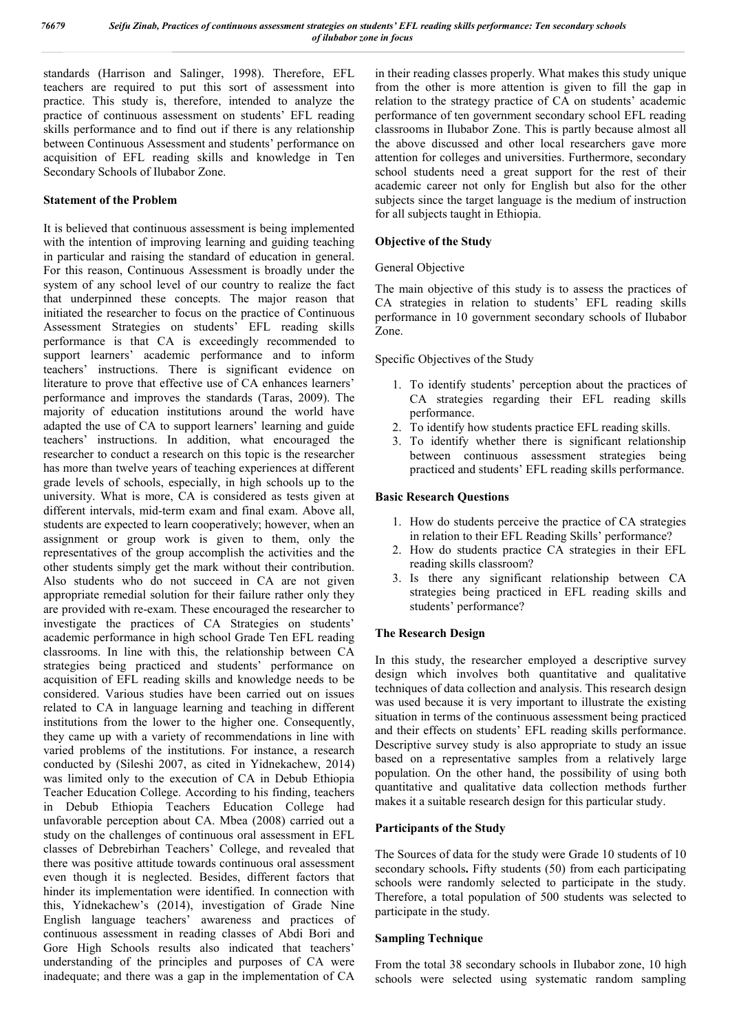standards (Harrison and Salinger, 1998). Therefore, EFL teachers are required to put this sort of assessment into practice. This study is, therefore, intended to analyze the practice of continuous assessment on students' EFL reading skills performance and to find out if there is any relationship between Continuous Assessment and students' performance on acquisition of EFL reading skills and knowledge in Ten Secondary Schools of Ilubabor Zone.

## Statement of the Problem

It is believed that continuous assessment is being implemented with the intention of improving learning and guiding teaching in particular and raising the standard of education in general. For this reason, Continuous Assessment is broadly under the system of any school level of our country to realize the fact that underpinned these concepts. The major reason that initiated the researcher to focus on the practice of Continuous Assessment Strategies on students' EFL reading skills performance is that CA is exceedingly recommended to support learners' academic performance and to inform teachers' instructions. There is significant evidence on literature to prove that effective use of CA enhances learners' performance and improves the standards (Taras, 2009). The majority of education institutions around the world have adapted the use of CA to support learners' learning and guide teachers' instructions. In addition, what encouraged the researcher to conduct a research on this topic is the researcher has more than twelve years of teaching experiences at different grade levels of schools, especially, in high schools up to the university. What is more, CA is considered as tests given at different intervals, mid-term exam and final exam. Above all, students are expected to learn cooperatively; however, when an assignment or group work is given to them, only the representatives of the group accomplish the activities and the other students simply get the mark without their contribution. Also students who do not succeed in CA are not given appropriate remedial solution for their failure rather only they are provided with re-exam. These encouraged the researcher to investigate the practices of CA Strategies on students' academic performance in high school Grade Ten EFL reading classrooms. In line with this, the relationship between CA strategies being practiced and students' performance on acquisition of EFL reading skills and knowledge needs to be considered. Various studies have been carried out on issues related to CA in language learning and teaching in different institutions from the lower to the higher one. Consequently, they came up with a variety of recommendations in line with varied problems of the institutions. For instance, a research conducted by (Sileshi 2007, as cited in Yidnekachew, 2014) was limited only to the execution of CA in Debub Ethiopia Teacher Education College. According to his finding, teachers in Debub Ethiopia Teachers Education College had unfavorable perception about CA. Mbea (2008) carried out a study on the challenges of continuous oral assessment in EFL classes of Debrebirhan Teachers' College, and revealed that there was positive attitude towards continuous oral assessment even though it is neglected. Besides, different factors that hinder its implementation were identified. In connection with this, Yidnekachew's (2014), investigation of Grade Nine English language teachers' awareness and practices of continuous assessment in reading classes of Abdi Bori and Gore High Schools results also indicated that teachers' understanding of the principles and purposes of CA were inadequate; and there was a gap in the implementation of CA in their reading classes properly. What makes this study unique from the other is more attention is given to fill the gap in relation to the strategy practice of CA on students' academic performance of ten government secondary school EFL reading classrooms in Ilubabor Zone. This is partly because almost all the above discussed and other local researchers gave more attention for colleges and universities. Furthermore, secondary school students need a great support for the rest of their academic career not only for English but also for the other subjects since the target language is the medium of instruction for all subjects taught in Ethiopia.

## Objective of the Study

General Objective

The main objective of this study is to assess the practices of CA strategies in relation to students' EFL reading skills performance in 10 government secondary schools of Ilubabor Zone.

Specific Objectives of the Study

1. To identify students' perception about the practices of CA strategies regarding their EFL reading skills performance.
2. To identify how students practice EFL reading skills.
3. To identify whether there is significant relationship between continuous assessment strategies being practiced and students' EFL reading skills performance.

## Basic Research Questions

1. How do students perceive the practice of CA strategies in relation to their EFL Reading Skills' performance?
2. How do students practice CA strategies in their EFL reading skills classroom?
3. Is there any significant relationship between CA strategies being practiced in EFL reading skills and students' performance?

## The Research Design

In this study, the researcher employed a descriptive survey design which involves both quantitative and qualitative techniques of data collection and analysis. This research design was used because it is very important to illustrate the existing situation in terms of the continuous assessment being practiced and their effects on students' EFL reading skills performance. Descriptive survey study is also appropriate to study an issue based on a representative samples from a relatively large population. On the other hand, the possibility of using both quantitative and qualitative data collection methods further makes it a suitable research design for this particular study.

## Participants of the Study

The Sources of data for the study were Grade 10 students of 10 secondary schools**.** Fifty students (50) from each participating schools were randomly selected to participate in the study. Therefore, a total population of 500 students was selected to participate in the study.

## Sampling Technique

From the total 38 secondary schools in Ilubabor zone, 10 high schools were selected using systematic random sampling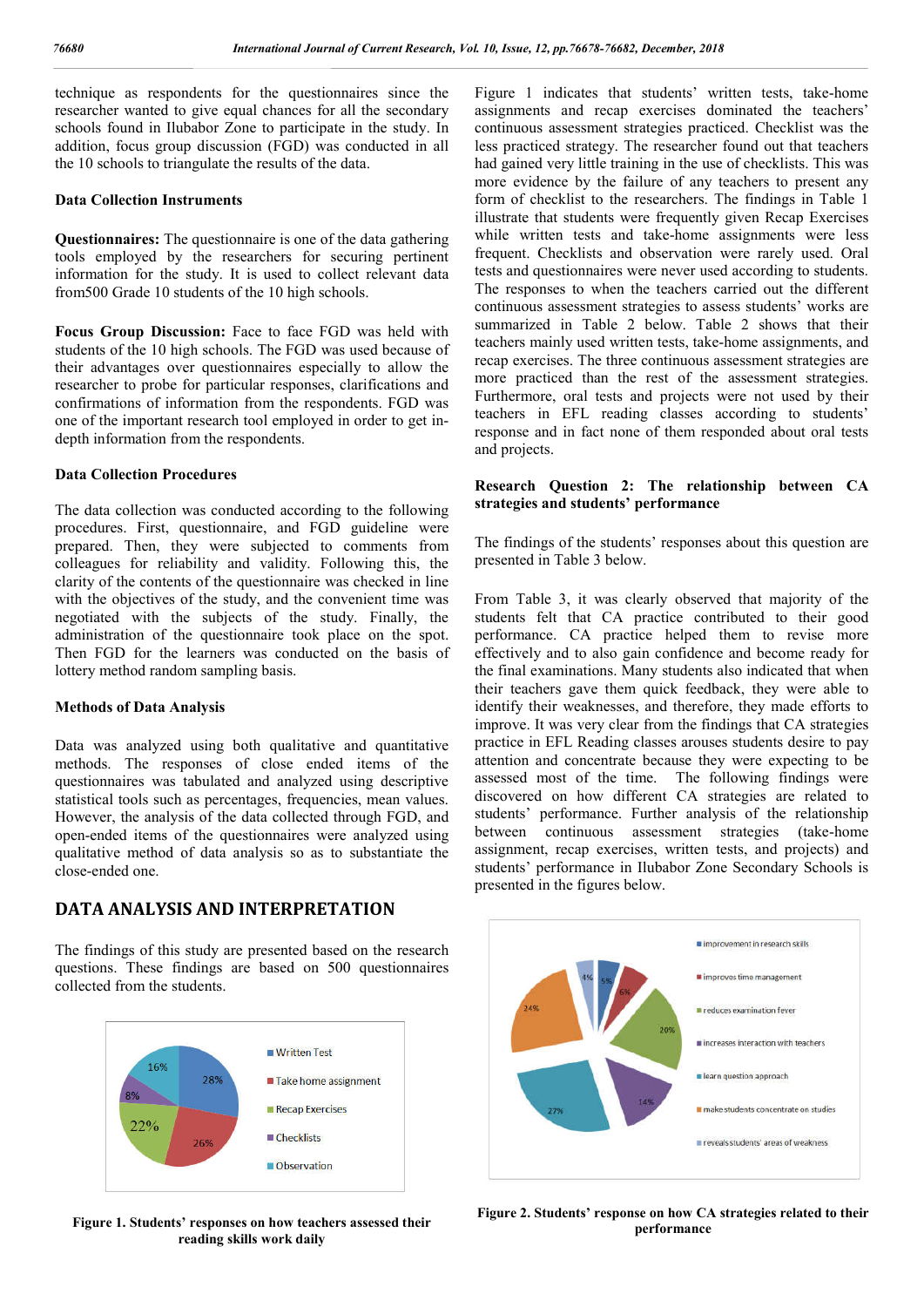technique as respondents for the questionnaires since the researcher wanted to give equal chances for all the secondary schools found in Ilubabor Zone to participate in the study. In addition, focus group discussion (FGD) was conducted in all the 10 schools to triangulate the results of the data.

### Data Collection Instruments

**Questionnaires:** The questionnaire is one of the data gathering tools employed by the researchers for securing pertinent information for the study. It is used to collect relevant data from500 Grade 10 students of the 10 high schools.

**Focus Group Discussion:** Face to face FGD was held with students of the 10 high schools. The FGD was used because of their advantages over questionnaires especially to allow the researcher to probe for particular responses, clarifications and confirmations of information from the respondents. FGD was one of the important research tool employed in order to get in-depth information from the respondents.

### Data Collection Procedures

The data collection was conducted according to the following procedures. First, questionnaire, and FGD guideline were prepared. Then, they were subjected to comments from colleagues for reliability and validity. Following this, the clarity of the contents of the questionnaire was checked in line with the objectives of the study, and the convenient time was negotiated with the subjects of the study. Finally, the administration of the questionnaire took place on the spot. Then FGD for the learners was conducted on the basis of lottery method random sampling basis.

### Methods of Data Analysis

Data was analyzed using both qualitative and quantitative methods. The responses of close ended items of the questionnaires was tabulated and analyzed using descriptive statistical tools such as percentages, frequencies, mean values. However, the analysis of the data collected through FGD, and open-ended items of the questionnaires were analyzed using qualitative method of data analysis so as to substantiate the close-ended one.

## DATA ANALYSIS AND INTERPRETATION

The findings of this study are presented based on the research questions. These findings are based on 500 questionnaires collected from the students.

Written Test
Take home assignment
Recap Exercises
Checklists
Observation

28%
26%
22%
8%
16%

**Figure 1. Students' responses on how teachers assessed their reading skills work daily**

Figure 1 indicates that students' written tests, take-home assignments and recap exercises dominated the teachers' continuous assessment strategies practiced. Checklist was the less practiced strategy. The researcher found out that teachers had gained very little training in the use of checklists. This was more evidence by the failure of any teachers to present any form of checklist to the researchers. The findings in Table 1 illustrate that students were frequently given Recap Exercises while written tests and take-home assignments were less frequent. Checklists and observation were rarely used. Oral tests and questionnaires were never used according to students. The responses to when the teachers carried out the different continuous assessment strategies to assess students' works are summarized in Table 2 below. Table 2 shows that their teachers mainly used written tests, take-home assignments, and recap exercises. The three continuous assessment strategies are more practiced than the rest of the assessment strategies. Furthermore, oral tests and projects were not used by their teachers in EFL reading classes according to students' response and in fact none of them responded about oral tests and projects.

### Research Question 2: The relationship between CA strategies and students' performance

The findings of the students' responses about this question are presented in Table 3 below.

From Table 3, it was clearly observed that majority of the students felt that CA practice contributed to their good performance. CA practice helped them to revise more effectively and to also gain confidence and become ready for the final examinations. Many students also indicated that when their teachers gave them quick feedback, they were able to identify their weaknesses, and therefore, they made efforts to improve. It was very clear from the findings that CA strategies practice in EFL Reading classes arouses students desire to pay attention and concentrate because they were expecting to be assessed most of the time. The following findings were discovered on how different CA strategies are related to students' performance. Further analysis of the relationship between continuous assessment strategies (take-home assignment, recap exercises, written tests, and projects) and students' performance in Ilubabor Zone Secondary Schools is presented in the figures below.

improvement in research skills
improves time management
reduces examination fever
increases interaction with teachers
learn question approach
make students concentrate on studies
reveals students' areas of weakness

4%
5%
6%
20%
14%
27%
24%

**Figure 2. Students' response on how CA strategies related to their performance**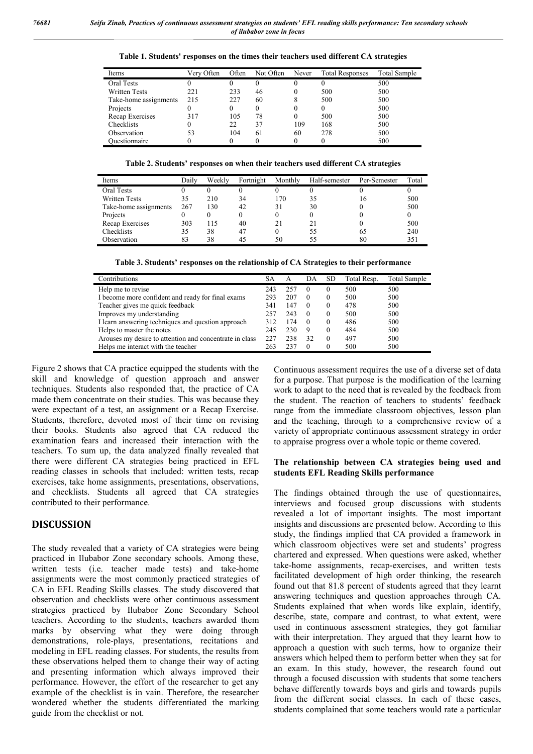**Table 1. Students' responses on the times their teachers used different CA strategies**

| Items | Very Often | Often | Not Often | Never | Total Responses | Total Sample |
|---|---|---|---|---|---|---|
| Oral Tests | 0 | 0 | 0 | 0 | 0 | 500 |
| Written Tests | 221 | 233 | 46 | 0 | 500 | 500 |
| Take-home assignments | 215 | 227 | 60 | 8 | 500 | 500 |
| Projects | 0 | 0 | 0 | 0 | 0 | 500 |
| Recap Exercises | 317 | 105 | 78 | 0 | 500 | 500 |
| Checklists | 0 | 22 | 37 | 109 | 168 | 500 |
| Observation | 53 | 104 | 61 | 60 | 278 | 500 |
| Questionnaire | 0 | 0 | 0 | 0 | 0 | 500 |

**Table 2. Students' responses on when their teachers used different CA strategies**

| Items | Daily | Weekly | Fortnight | Monthly | Half-semester | Per-Semester | Total |
|---|---|---|---|---|---|---|---|
| Oral Tests | 0 | 0 | 0 | 0 | 0 | 0 | 0 |
| Written Tests | 35 | 210 | 34 | 170 | 35 | 16 | 500 |
| Take-home assignments | 267 | 130 | 42 | 31 | 30 | 0 | 500 |
| Projects | 0 | 0 | 0 | 0 | 0 | 0 | 0 |
| Recap Exercises | 303 | 115 | 40 | 21 | 21 | 0 | 500 |
| Checklists | 35 | 38 | 47 | 0 | 55 | 65 | 240 |
| Observation | 83 | 38 | 45 | 50 | 55 | 80 | 351 |

**Table 3. Students' responses on the relationship of CA Strategies to their performance**

| Contributions | SA | A | DA | SD | Total Resp. | Total Sample |
|---|---|---|---|---|---|---|
| Help me to revise | 243 | 257 | 0 | 0 | 500 | 500 |
| I become more confident and ready for final exams | 293 | 207 | 0 | 0 | 500 | 500 |
| Teacher gives me quick feedback | 341 | 147 | 0 | 0 | 478 | 500 |
| Improves my understanding | 257 | 243 | 0 | 0 | 500 | 500 |
| I learn answering techniques and question approach | 312 | 174 | 0 | 0 | 486 | 500 |
| Helps to master the notes | 245 | 230 | 9 | 0 | 484 | 500 |
| Arouses my desire to attention and concentrate in class | 227 | 238 | 32 | 0 | 497 | 500 |
| Helps me interact with the teacher | 263 | 237 | 0 | 0 | 500 | 500 |

Figure 2 shows that CA practice equipped the students with the skill and knowledge of question approach and answer techniques. Students also responded that, the practice of CA made them concentrate on their studies. This was because they were expectant of a test, an assignment or a Recap Exercise. Students, therefore, devoted most of their time on revising their books. Students also agreed that CA reduced the examination fears and increased their interaction with the teachers. To sum up, the data analyzed finally revealed that there were different CA strategies being practiced in EFL reading classes in schools that included: written tests, recap exercises, take home assignments, presentations, observations, and checklists. Students all agreed that CA strategies contributed to their performance.

## DISCUSSION

The study revealed that a variety of CA strategies were being practiced in Ilubabor Zone secondary schools. Among these, written tests (i.e. teacher made tests) and take-home assignments were the most commonly practiced strategies of CA in EFL Reading Skills classes. The study discovered that observation and checklists were other continuous assessment strategies practiced by Ilubabor Zone Secondary School teachers. According to the students, teachers awarded them marks by observing what they were doing through demonstrations, role-plays, presentations, recitations and modeling in EFL reading classes. For students, the results from these observations helped them to change their way of acting and presenting information which always improved their performance. However, the effort of the researcher to get any example of the checklist is in vain. Therefore, the researcher wondered whether the students differentiated the marking guide from the checklist or not.

Continuous assessment requires the use of a diverse set of data for a purpose. That purpose is the modification of the learning work to adapt to the need that is revealed by the feedback from the student. The reaction of teachers to students' feedback range from the immediate classroom objectives, lesson plan and the teaching, through to a comprehensive review of a variety of appropriate continuous assessment strategy in order to appraise progress over a whole topic or theme covered.

### The relationship between CA strategies being used and students EFL Reading Skills performance

The findings obtained through the use of questionnaires, interviews and focused group discussions with students revealed a lot of important insights. The most important insights and discussions are presented below. According to this study, the findings implied that CA provided a framework in which classroom objectives were set and students' progress chartered and expressed. When questions were asked, whether take-home assignments, recap-exercises, and written tests facilitated development of high order thinking, the research found out that 81.8 percent of students agreed that they learnt answering techniques and question approaches through CA. Students explained that when words like explain, identify, describe, state, compare and contrast, to what extent, were used in continuous assessment strategies, they got familiar with their interpretation. They argued that they learnt how to approach a question with such terms, how to organize their answers which helped them to perform better when they sat for an exam. In this study, however, the research found out through a focused discussion with students that some teachers behave differently towards boys and girls and towards pupils from the different social classes. In each of these cases, students complained that some teachers would rate a particular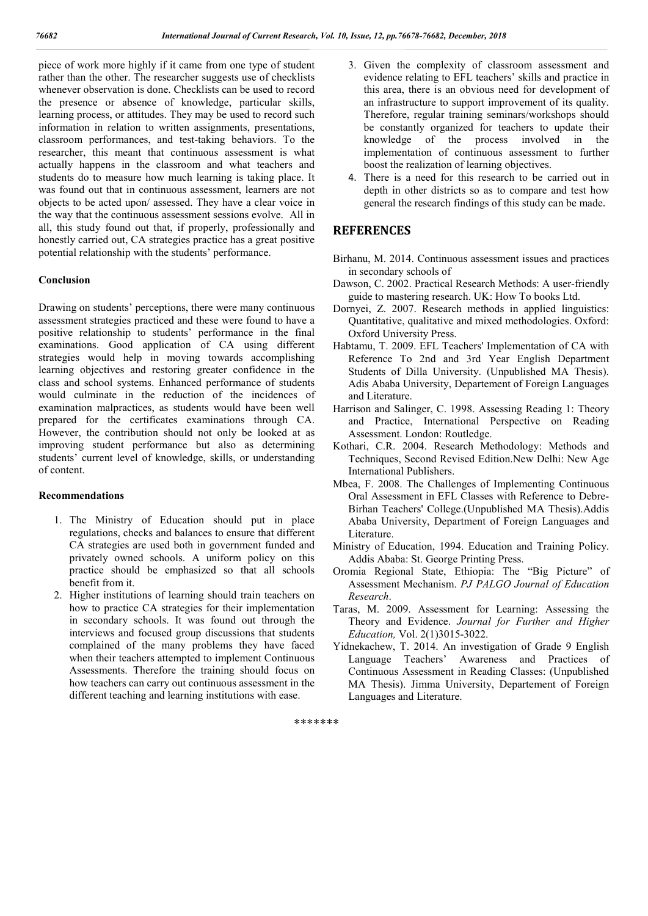piece of work more highly if it came from one type of student rather than the other. The researcher suggests use of checklists whenever observation is done. Checklists can be used to record the presence or absence of knowledge, particular skills, learning process, or attitudes. They may be used to record such information in relation to written assignments, presentations, classroom performances, and test-taking behaviors. To the researcher, this meant that continuous assessment is what actually happens in the classroom and what teachers and students do to measure how much learning is taking place. It was found out that in continuous assessment, learners are not objects to be acted upon/ assessed. They have a clear voice in the way that the continuous assessment sessions evolve. All in all, this study found out that, if properly, professionally and honestly carried out, CA strategies practice has a great positive potential relationship with the students' performance.

### Conclusion

Drawing on students' perceptions, there were many continuous assessment strategies practiced and these were found to have a positive relationship to students' performance in the final examinations. Good application of CA using different strategies would help in moving towards accomplishing learning objectives and restoring greater confidence in the class and school systems. Enhanced performance of students would culminate in the reduction of the incidences of examination malpractices, as students would have been well prepared for the certificates examinations through CA. However, the contribution should not only be looked at as improving student performance but also as determining students' current level of knowledge, skills, or understanding of content.

### Recommendations

1. The Ministry of Education should put in place regulations, checks and balances to ensure that different CA strategies are used both in government funded and privately owned schools. A uniform policy on this practice should be emphasized so that all schools benefit from it.
2. Higher institutions of learning should train teachers on how to practice CA strategies for their implementation in secondary schools. It was found out through the interviews and focused group discussions that students complained of the many problems they have faced when their teachers attempted to implement Continuous Assessments. Therefore the training should focus on how teachers can carry out continuous assessment in the different teaching and learning institutions with ease.
3. Given the complexity of classroom assessment and evidence relating to EFL teachers' skills and practice in this area, there is an obvious need for development of an infrastructure to support improvement of its quality. Therefore, regular training seminars/workshops should be constantly organized for teachers to update their knowledge of the process involved in the implementation of continuous assessment to further boost the realization of learning objectives.
4. There is a need for this research to be carried out in depth in other districts so as to compare and test how general the research findings of this study can be made.

## REFERENCES

Birhanu, M. 2014. Continuous assessment issues and practices in secondary schools of

Dawson, C. 2002. Practical Research Methods: A user-friendly guide to mastering research. UK: How To books Ltd.

Dornyei, Z. 2007. Research methods in applied linguistics: Quantitative, qualitative and mixed methodologies. Oxford: Oxford University Press.

Habtamu, T. 2009. EFL Teachers' Implementation of CA with Reference To 2nd and 3rd Year English Department Students of Dilla University. (Unpublished MA Thesis). Adis Ababa University, Departement of Foreign Languages and Literature.

Harrison and Salinger, C. 1998. Assessing Reading 1: Theory and Practice, International Perspective on Reading Assessment. London: Routledge.

Kothari, C.R. 2004. Research Methodology: Methods and Techniques, Second Revised Edition.New Delhi: New Age International Publishers.

Mbea, F. 2008. The Challenges of Implementing Continuous Oral Assessment in EFL Classes with Reference to Debre-Birhan Teachers' College.(Unpublished MA Thesis).Addis Ababa University, Department of Foreign Languages and Literature.

Ministry of Education, 1994. Education and Training Policy. Addis Ababa: St. George Printing Press.

Oromia Regional State, Ethiopia: The "Big Picture" of Assessment Mechanism. *PJ PALGO Journal of Education Research*.

Taras, M. 2009. Assessment for Learning: Assessing the Theory and Evidence. *Journal for Further and Higher Education,* Vol. 2(1)3015-3022.

Yidnekachew, T. 2014. An investigation of Grade 9 English Language Teachers' Awareness and Practices of Continuous Assessment in Reading Classes: (Unpublished MA Thesis). Jimma University, Departement of Foreign Languages and Literature.

\*\*\*\*\*\*\*